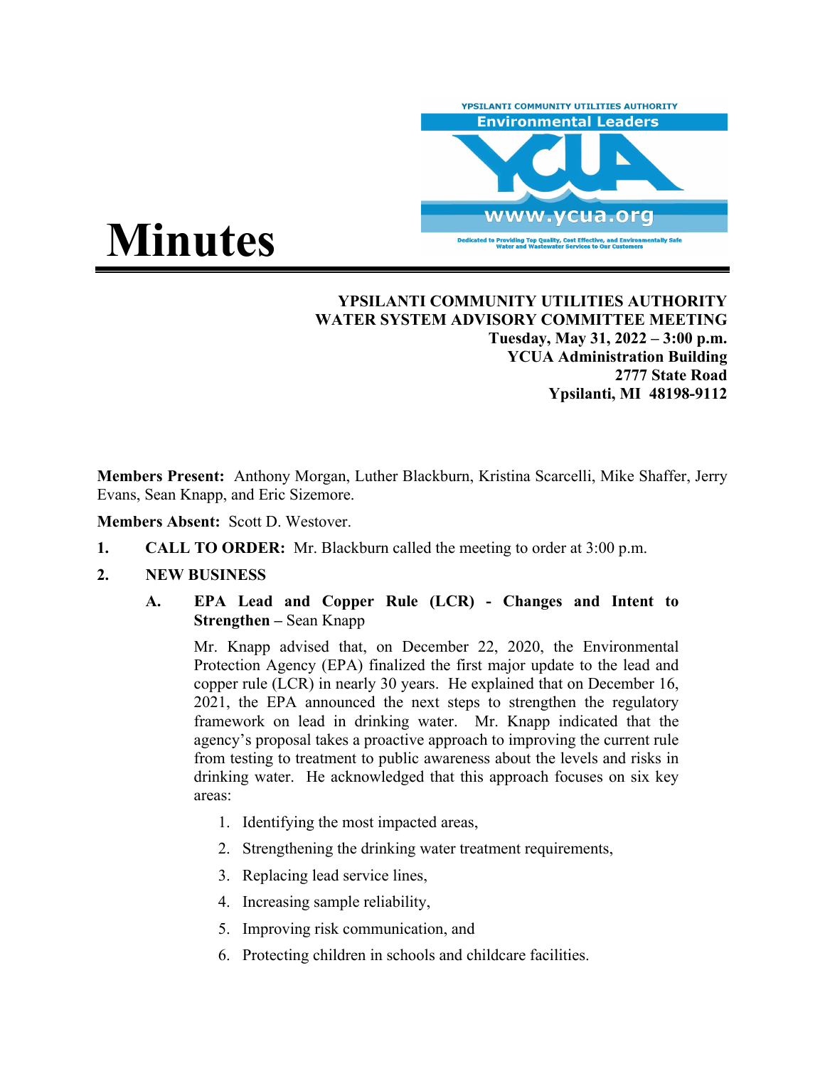# Minutes

**YPSILANTI COMMUNITY UTILITIES AUTHORITY**
**WATER SYSTEM ADVISORY COMMITTEE MEETING**
**Tuesday, May 31, 2022 – 3:00 p.m.**
**YCUA Administration Building**
**2777 State Road**
**Ypsilanti, MI 48198-9112**

**Members Present:** Anthony Morgan, Luther Blackburn, Kristina Scarcelli, Mike Shaffer, Jerry Evans, Sean Knapp, and Eric Sizemore.

**Members Absent:** Scott D. Westover.

1. **CALL TO ORDER:** Mr. Blackburn called the meeting to order at 3:00 p.m.

2. **NEW BUSINESS**

   A. **EPA Lead and Copper Rule (LCR) - Changes and Intent to Strengthen –** Sean Knapp

   Mr. Knapp advised that, on December 22, 2020, the Environmental Protection Agency (EPA) finalized the first major update to the lead and copper rule (LCR) in nearly 30 years. He explained that on December 16, 2021, the EPA announced the next steps to strengthen the regulatory framework on lead in drinking water. Mr. Knapp indicated that the agency's proposal takes a proactive approach to improving the current rule from testing to treatment to public awareness about the levels and risks in drinking water. He acknowledged that this approach focuses on six key areas:

   1. Identifying the most impacted areas,
   2. Strengthening the drinking water treatment requirements,
   3. Replacing lead service lines,
   4. Increasing sample reliability,
   5. Improving risk communication, and
   6. Protecting children in schools and childcare facilities.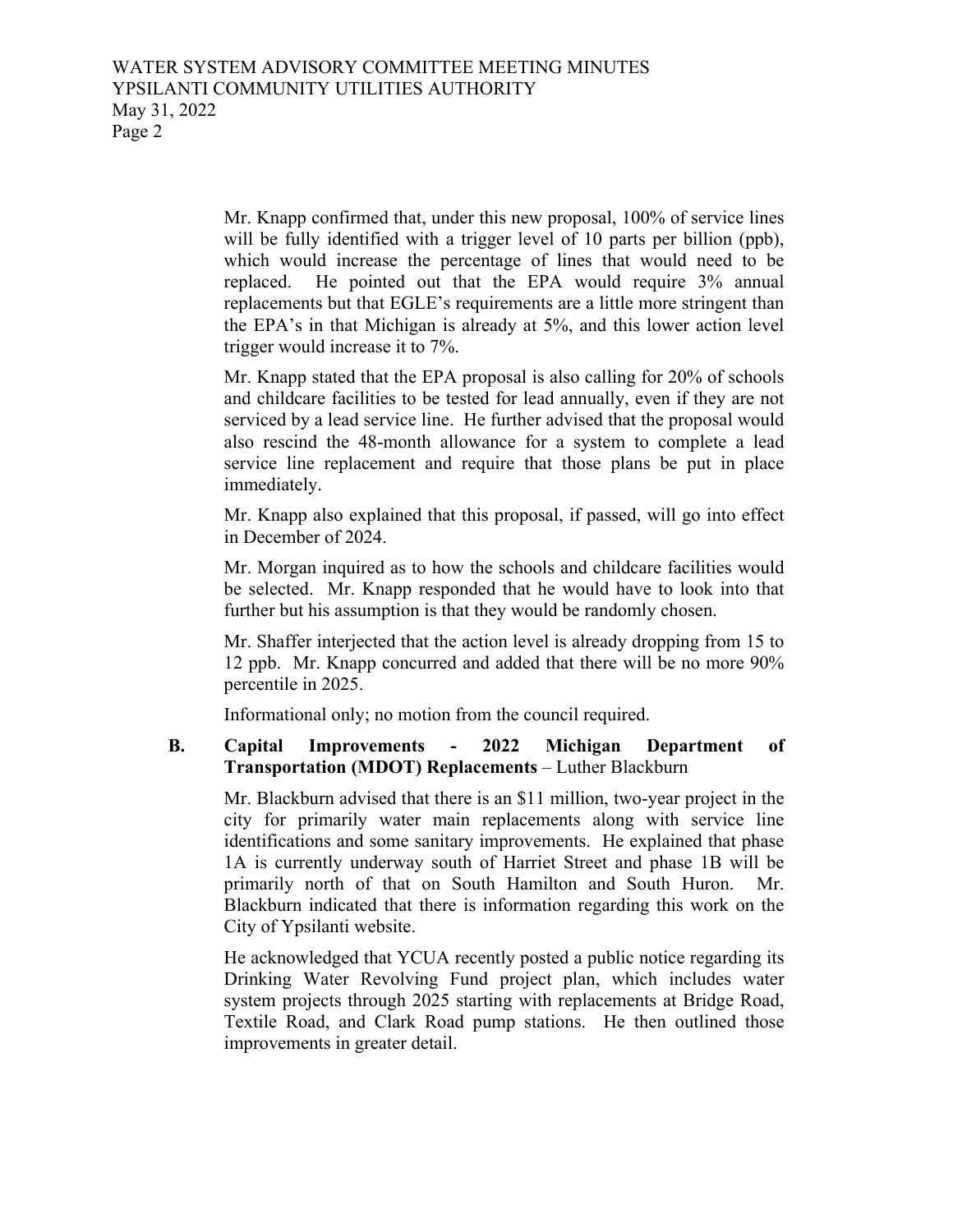Mr. Knapp confirmed that, under this new proposal, 100% of service lines will be fully identified with a trigger level of 10 parts per billion (ppb), which would increase the percentage of lines that would need to be replaced. He pointed out that the EPA would require 3% annual replacements but that EGLE's requirements are a little more stringent than the EPA's in that Michigan is already at 5%, and this lower action level trigger would increase it to 7%.

Mr. Knapp stated that the EPA proposal is also calling for 20% of schools and childcare facilities to be tested for lead annually, even if they are not serviced by a lead service line. He further advised that the proposal would also rescind the 48-month allowance for a system to complete a lead service line replacement and require that those plans be put in place immediately.

Mr. Knapp also explained that this proposal, if passed, will go into effect in December of 2024.

Mr. Morgan inquired as to how the schools and childcare facilities would be selected. Mr. Knapp responded that he would have to look into that further but his assumption is that they would be randomly chosen.

Mr. Shaffer interjected that the action level is already dropping from 15 to 12 ppb. Mr. Knapp concurred and added that there will be no more 90% percentile in 2025.

Informational only; no motion from the council required.

**B. Capital Improvements - 2022 Michigan Department of Transportation (MDOT) Replacements** – Luther Blackburn

Mr. Blackburn advised that there is an $11 million, two-year project in the city for primarily water main replacements along with service line identifications and some sanitary improvements. He explained that phase 1A is currently underway south of Harriet Street and phase 1B will be primarily north of that on South Hamilton and South Huron. Mr. Blackburn indicated that there is information regarding this work on the City of Ypsilanti website.

He acknowledged that YCUA recently posted a public notice regarding its Drinking Water Revolving Fund project plan, which includes water system projects through 2025 starting with replacements at Bridge Road, Textile Road, and Clark Road pump stations. He then outlined those improvements in greater detail.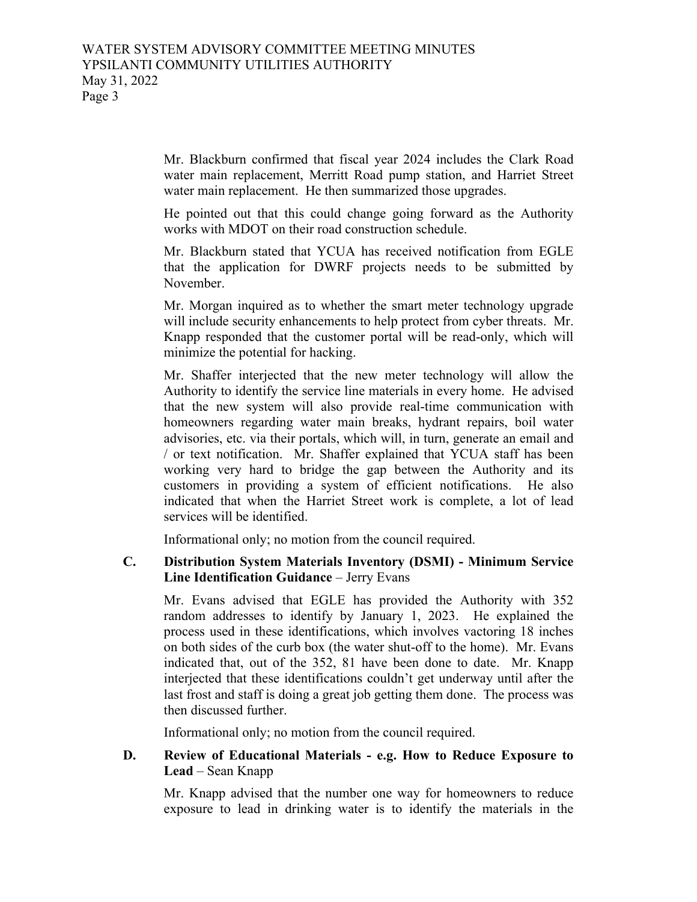Mr. Blackburn confirmed that fiscal year 2024 includes the Clark Road water main replacement, Merritt Road pump station, and Harriet Street water main replacement. He then summarized those upgrades.

He pointed out that this could change going forward as the Authority works with MDOT on their road construction schedule.

Mr. Blackburn stated that YCUA has received notification from EGLE that the application for DWRF projects needs to be submitted by November.

Mr. Morgan inquired as to whether the smart meter technology upgrade will include security enhancements to help protect from cyber threats. Mr. Knapp responded that the customer portal will be read-only, which will minimize the potential for hacking.

Mr. Shaffer interjected that the new meter technology will allow the Authority to identify the service line materials in every home. He advised that the new system will also provide real-time communication with homeowners regarding water main breaks, hydrant repairs, boil water advisories, etc. via their portals, which will, in turn, generate an email and / or text notification. Mr. Shaffer explained that YCUA staff has been working very hard to bridge the gap between the Authority and its customers in providing a system of efficient notifications. He also indicated that when the Harriet Street work is complete, a lot of lead services will be identified.

Informational only; no motion from the council required.

**C. Distribution System Materials Inventory (DSMI) - Minimum Service Line Identification Guidance** – Jerry Evans

Mr. Evans advised that EGLE has provided the Authority with 352 random addresses to identify by January 1, 2023. He explained the process used in these identifications, which involves vactoring 18 inches on both sides of the curb box (the water shut-off to the home). Mr. Evans indicated that, out of the 352, 81 have been done to date. Mr. Knapp interjected that these identifications couldn't get underway until after the last frost and staff is doing a great job getting them done. The process was then discussed further.

Informational only; no motion from the council required.

**D. Review of Educational Materials - e.g. How to Reduce Exposure to Lead** – Sean Knapp

Mr. Knapp advised that the number one way for homeowners to reduce exposure to lead in drinking water is to identify the materials in the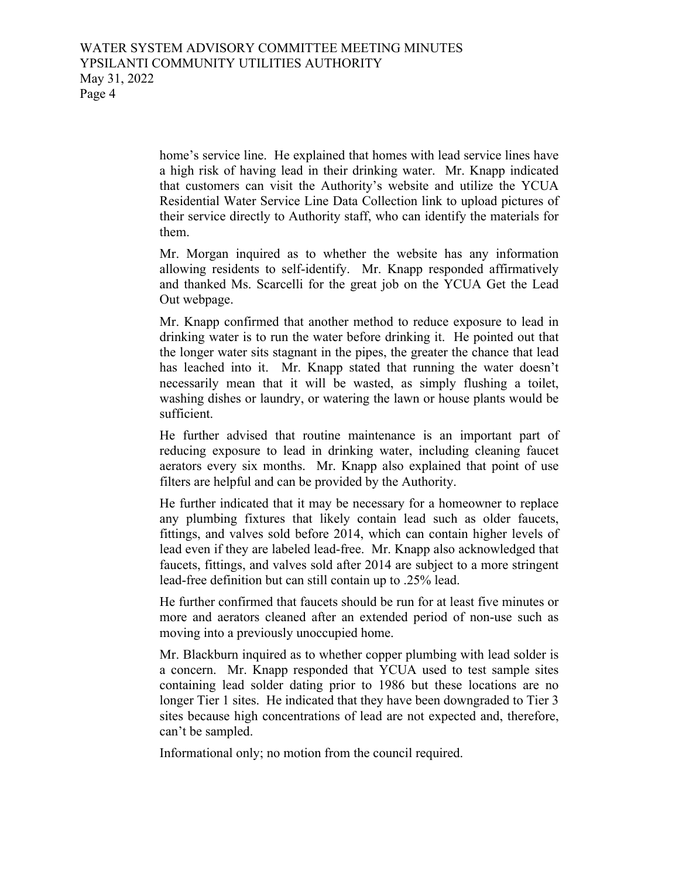home's service line. He explained that homes with lead service lines have a high risk of having lead in their drinking water. Mr. Knapp indicated that customers can visit the Authority's website and utilize the YCUA Residential Water Service Line Data Collection link to upload pictures of their service directly to Authority staff, who can identify the materials for them.

Mr. Morgan inquired as to whether the website has any information allowing residents to self-identify. Mr. Knapp responded affirmatively and thanked Ms. Scarcelli for the great job on the YCUA Get the Lead Out webpage.

Mr. Knapp confirmed that another method to reduce exposure to lead in drinking water is to run the water before drinking it. He pointed out that the longer water sits stagnant in the pipes, the greater the chance that lead has leached into it. Mr. Knapp stated that running the water doesn't necessarily mean that it will be wasted, as simply flushing a toilet, washing dishes or laundry, or watering the lawn or house plants would be sufficient.

He further advised that routine maintenance is an important part of reducing exposure to lead in drinking water, including cleaning faucet aerators every six months. Mr. Knapp also explained that point of use filters are helpful and can be provided by the Authority.

He further indicated that it may be necessary for a homeowner to replace any plumbing fixtures that likely contain lead such as older faucets, fittings, and valves sold before 2014, which can contain higher levels of lead even if they are labeled lead-free. Mr. Knapp also acknowledged that faucets, fittings, and valves sold after 2014 are subject to a more stringent lead-free definition but can still contain up to .25% lead.

He further confirmed that faucets should be run for at least five minutes or more and aerators cleaned after an extended period of non-use such as moving into a previously unoccupied home.

Mr. Blackburn inquired as to whether copper plumbing with lead solder is a concern. Mr. Knapp responded that YCUA used to test sample sites containing lead solder dating prior to 1986 but these locations are no longer Tier 1 sites. He indicated that they have been downgraded to Tier 3 sites because high concentrations of lead are not expected and, therefore, can't be sampled.

Informational only; no motion from the council required.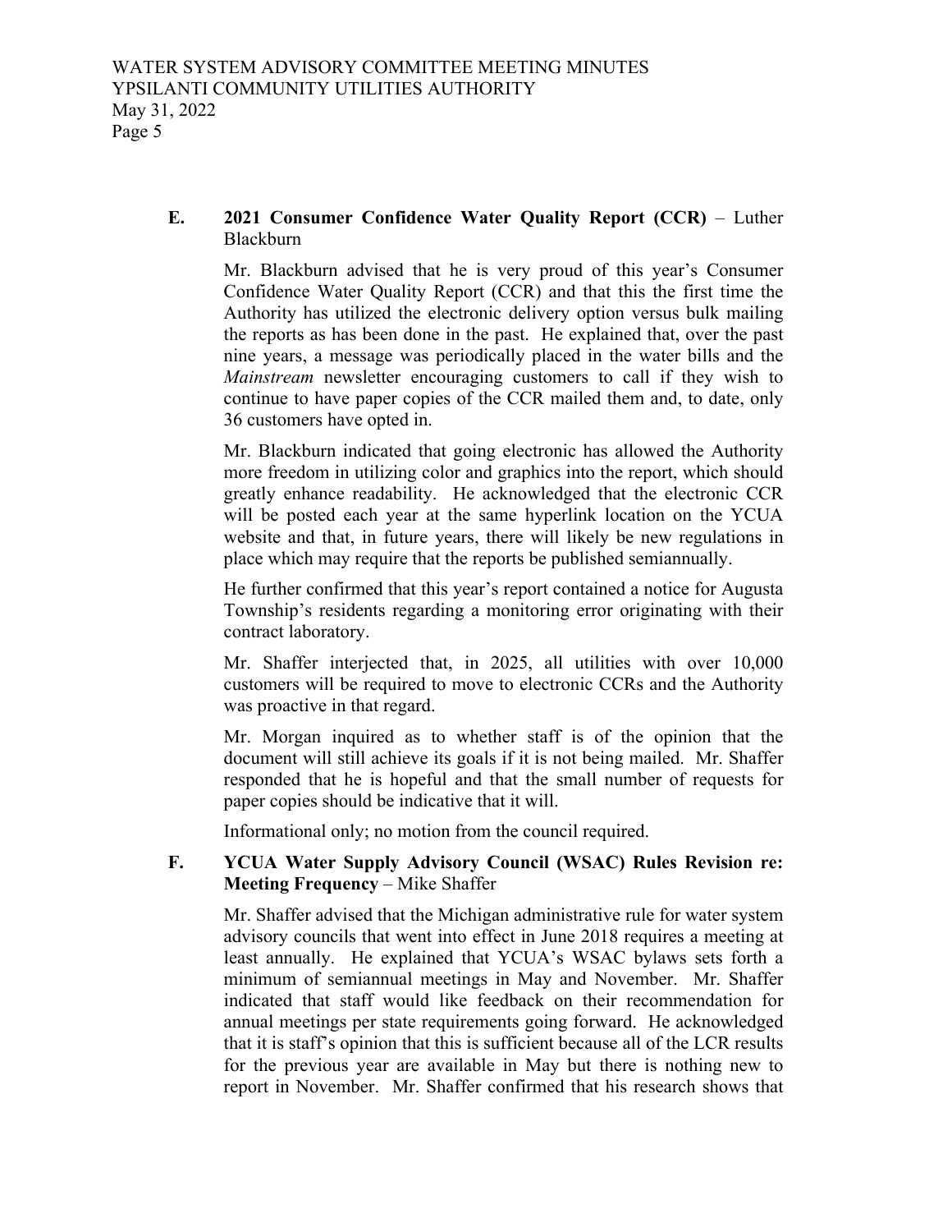**E. 2021 Consumer Confidence Water Quality Report (CCR)** – Luther Blackburn

Mr. Blackburn advised that he is very proud of this year's Consumer Confidence Water Quality Report (CCR) and that this the first time the Authority has utilized the electronic delivery option versus bulk mailing the reports as has been done in the past. He explained that, over the past nine years, a message was periodically placed in the water bills and the *Mainstream* newsletter encouraging customers to call if they wish to continue to have paper copies of the CCR mailed them and, to date, only 36 customers have opted in.

Mr. Blackburn indicated that going electronic has allowed the Authority more freedom in utilizing color and graphics into the report, which should greatly enhance readability. He acknowledged that the electronic CCR will be posted each year at the same hyperlink location on the YCUA website and that, in future years, there will likely be new regulations in place which may require that the reports be published semiannually.

He further confirmed that this year's report contained a notice for Augusta Township's residents regarding a monitoring error originating with their contract laboratory.

Mr. Shaffer interjected that, in 2025, all utilities with over 10,000 customers will be required to move to electronic CCRs and the Authority was proactive in that regard.

Mr. Morgan inquired as to whether staff is of the opinion that the document will still achieve its goals if it is not being mailed. Mr. Shaffer responded that he is hopeful and that the small number of requests for paper copies should be indicative that it will.

Informational only; no motion from the council required.

**F. YCUA Water Supply Advisory Council (WSAC) Rules Revision re: Meeting Frequency** – Mike Shaffer

Mr. Shaffer advised that the Michigan administrative rule for water system advisory councils that went into effect in June 2018 requires a meeting at least annually. He explained that YCUA's WSAC bylaws sets forth a minimum of semiannual meetings in May and November. Mr. Shaffer indicated that staff would like feedback on their recommendation for annual meetings per state requirements going forward. He acknowledged that it is staff's opinion that this is sufficient because all of the LCR results for the previous year are available in May but there is nothing new to report in November. Mr. Shaffer confirmed that his research shows that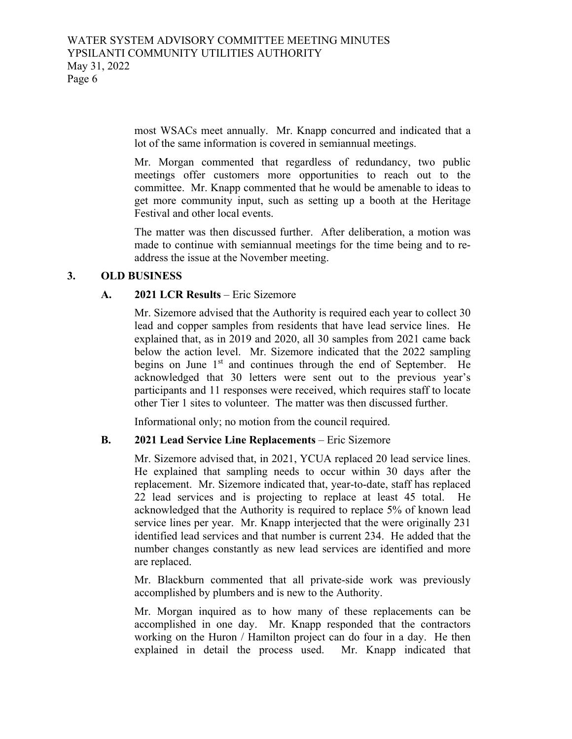most WSACs meet annually. Mr. Knapp concurred and indicated that a lot of the same information is covered in semiannual meetings.

Mr. Morgan commented that regardless of redundancy, two public meetings offer customers more opportunities to reach out to the committee. Mr. Knapp commented that he would be amenable to ideas to get more community input, such as setting up a booth at the Heritage Festival and other local events.

The matter was then discussed further. After deliberation, a motion was made to continue with semiannual meetings for the time being and to re-address the issue at the November meeting.

## 3. OLD BUSINESS

### A. 2021 LCR Results – Eric Sizemore

Mr. Sizemore advised that the Authority is required each year to collect 30 lead and copper samples from residents that have lead service lines. He explained that, as in 2019 and 2020, all 30 samples from 2021 came back below the action level. Mr. Sizemore indicated that the 2022 sampling begins on June 1st and continues through the end of September. He acknowledged that 30 letters were sent out to the previous year's participants and 11 responses were received, which requires staff to locate other Tier 1 sites to volunteer. The matter was then discussed further.

Informational only; no motion from the council required.

### B. 2021 Lead Service Line Replacements – Eric Sizemore

Mr. Sizemore advised that, in 2021, YCUA replaced 20 lead service lines. He explained that sampling needs to occur within 30 days after the replacement. Mr. Sizemore indicated that, year-to-date, staff has replaced 22 lead services and is projecting to replace at least 45 total. He acknowledged that the Authority is required to replace 5% of known lead service lines per year. Mr. Knapp interjected that the were originally 231 identified lead services and that number is current 234. He added that the number changes constantly as new lead services are identified and more are replaced.

Mr. Blackburn commented that all private-side work was previously accomplished by plumbers and is new to the Authority.

Mr. Morgan inquired as to how many of these replacements can be accomplished in one day. Mr. Knapp responded that the contractors working on the Huron / Hamilton project can do four in a day. He then explained in detail the process used. Mr. Knapp indicated that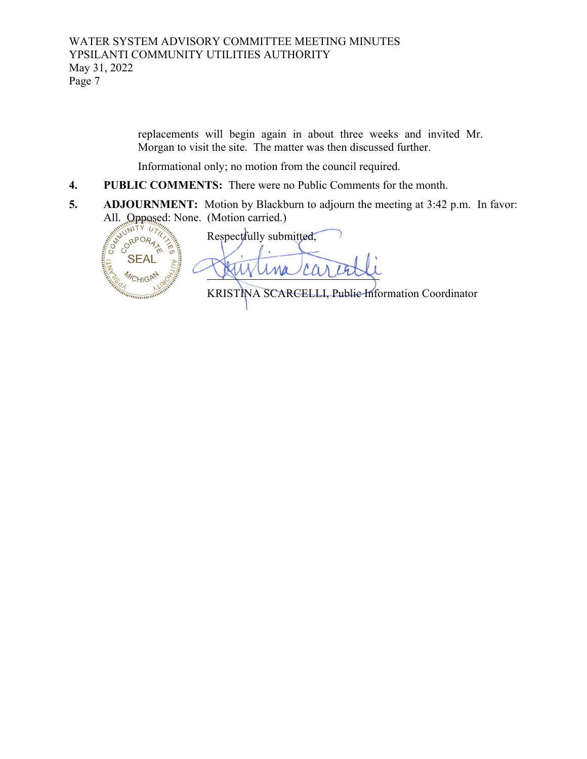replacements will begin again in about three weeks and invited Mr. Morgan to visit the site. The matter was then discussed further.

Informational only; no motion from the council required.

4. **PUBLIC COMMENTS:** There were no Public Comments for the month.

5. **ADJOURNMENT:** Motion by Blackburn to adjourn the meeting at 3:42 p.m. In favor: All. Opposed: None. (Motion carried.)

YPSILANTI COMMUNITY UTILITIES AUTHORITY CORPORATE SEAL MICHIGAN

Respectfully submitted,

KRISTINA SCARCELLI, Public Information Coordinator